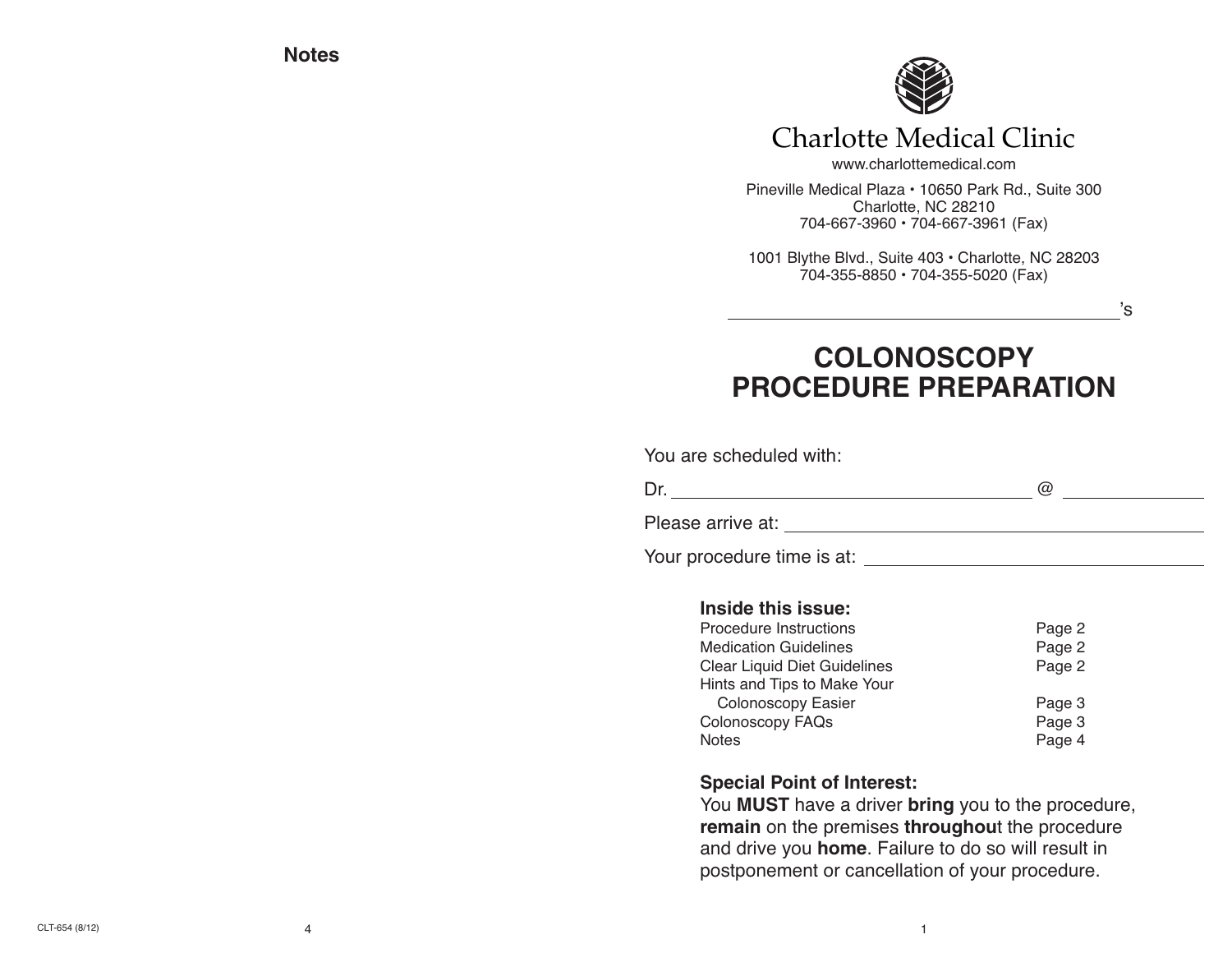## Notes

# Charlotte Medical Clinic

www.charlottemedical.com

Pineville Medical Plaza • 10650 Park Rd., Suite 300
Charlotte, NC 28210
704-667-3960 • 704-667-3961 (Fax)

1001 Blythe Blvd., Suite 403 • Charlotte, NC 28203
704-355-8850 • 704-355-5020 (Fax)

\_\_\_\_\_\_\_\_\_\_\_\_\_\_\_\_\_\_\_\_\_\_\_\_\_\_\_\_\_\_\_\_’s

# COLONOSCOPY PROCEDURE PREPARATION

You are scheduled with:

Dr. \_\_\_\_\_\_\_\_\_\_\_\_\_\_\_\_\_\_\_\_\_\_\_\_\_\_\_\_\_\_ @ \_\_\_\_\_\_\_\_\_\_\_\_

Please arrive at: \_\_\_\_\_\_\_\_\_\_\_\_\_\_\_\_\_\_\_\_\_\_\_\_\_\_\_\_\_\_

Your procedure time is at: \_\_\_\_\_\_\_\_\_\_\_\_\_\_\_\_\_\_\_\_\_\_\_\_\_\_

### Inside this issue:

| | |
|---|---|
| Procedure Instructions | Page 2 |
| Medication Guidelines | Page 2 |
| Clear Liquid Diet Guidelines | Page 2 |
| Hints and Tips to Make Your Colonoscopy Easier | Page 3 |
| Colonoscopy FAQs | Page 3 |
| Notes | Page 4 |

### Special Point of Interest:

You **MUST** have a driver **bring** you to the procedure, **remain** on the premises **throughou**t the procedure and drive you **home**. Failure to do so will result in postponement or cancellation of your procedure.

CLT-654 (8/12)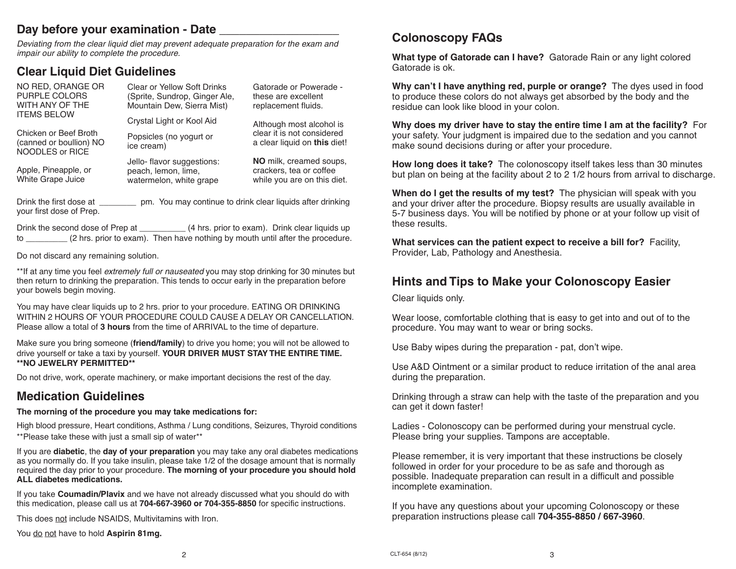## Day before your examination - Date ___________________

*Deviating from the clear liquid diet may prevent adequate preparation for the exam and impair our ability to complete the procedure.*

## Clear Liquid Diet Guidelines

| | | |
|---|---|---|
| NO RED, ORANGE OR PURPLE COLORS WITH ANY OF THE ITEMS BELOW | Clear or Yellow Soft Drinks (Sprite, Sundrop, Ginger Ale, Mountain Dew, Sierra Mist) | Gatorade or Powerade - these are excellent replacement fluids. |
| Chicken or Beef Broth (canned or boullion) NO NOODLES or RICE | Crystal Light or Kool Aid | Although most alcohol is clear it is not considered a clear liquid on **this** diet! |
| Apple, Pineapple, or White Grape Juice | Popsicles (no yogurt or ice cream) | **NO** milk, creamed soups, crackers, tea or coffee while you are on this diet. |
| | Jello- flavor suggestions: peach, lemon, lime, watermelon, white grape | |

Drink the first dose at ________ pm. You may continue to drink clear liquids after drinking your first dose of Prep.

Drink the second dose of Prep at __________ (4 hrs. prior to exam). Drink clear liquids up to _________ (2 hrs. prior to exam). Then have nothing by mouth until after the procedure.

Do not discard any remaining solution.

**If at any time you feel *extremely full or nauseated* you may stop drinking for 30 minutes but then return to drinking the preparation. This tends to occur early in the preparation before your bowels begin moving.

You may have clear liquids up to 2 hrs. prior to your procedure. EATING OR DRINKING WITHIN 2 HOURS OF YOUR PROCEDURE COULD CAUSE A DELAY OR CANCELLATION. Please allow a total of **3 hours** from the time of ARRIVAL to the time of departure.

Make sure you bring someone (**friend/family**) to drive you home; you will not be allowed to drive yourself or take a taxi by yourself. **YOUR DRIVER MUST STAY THE ENTIRE TIME.**
****NO JEWELRY PERMITTED****

Do not drive, work, operate machinery, or make important decisions the rest of the day.

## Medication Guidelines

**The morning of the procedure you may take medications for:**

High blood pressure, Heart conditions, Asthma / Lung conditions, Seizures, Thyroid conditions
**Please take these with just a small sip of water**

If you are **diabetic**, the **day of your preparation** you may take any oral diabetes medications as you normally do. If you take insulin, please take 1/2 of the dosage amount that is normally required the day prior to your procedure. **The morning of your procedure you should hold ALL diabetes medications.**

If you take **Coumadin/Plavix** and we have not already discussed what you should do with this medication, please call us at **704-667-3960 or 704-355-8850** for specific instructions.

This does not include NSAIDS, Multivitamins with Iron.

You do not have to hold **Aspirin 81mg.**

## Colonoscopy FAQs

**What type of Gatorade can I have?** Gatorade Rain or any light colored Gatorade is ok.

**Why can't I have anything red, purple or orange?** The dyes used in food to produce these colors do not always get absorbed by the body and the residue can look like blood in your colon.

**Why does my driver have to stay the entire time I am at the facility?** For your safety. Your judgment is impaired due to the sedation and you cannot make sound decisions during or after your procedure.

**How long does it take?** The colonoscopy itself takes less than 30 minutes but plan on being at the facility about 2 to 2 1/2 hours from arrival to discharge.

**When do I get the results of my test?** The physician will speak with you and your driver after the procedure. Biopsy results are usually available in 5-7 business days. You will be notified by phone or at your follow up visit of these results.

**What services can the patient expect to receive a bill for?** Facility, Provider, Lab, Pathology and Anesthesia.

## Hints and Tips to Make your Colonoscopy Easier

Clear liquids only.

Wear loose, comfortable clothing that is easy to get into and out of to the procedure. You may want to wear or bring socks.

Use Baby wipes during the preparation - pat, don't wipe.

Use A&D Ointment or a similar product to reduce irritation of the anal area during the preparation.

Drinking through a straw can help with the taste of the preparation and you can get it down faster!

Ladies - Colonoscopy can be performed during your menstrual cycle. Please bring your supplies. Tampons are acceptable.

Please remember, it is very important that these instructions be closely followed in order for your procedure to be as safe and thorough as possible. Inadequate preparation can result in a difficult and possible incomplete examination.

If you have any questions about your upcoming Colonoscopy or these preparation instructions please call **704-355-8850 / 667-3960**.

CLT-654 (8/12)